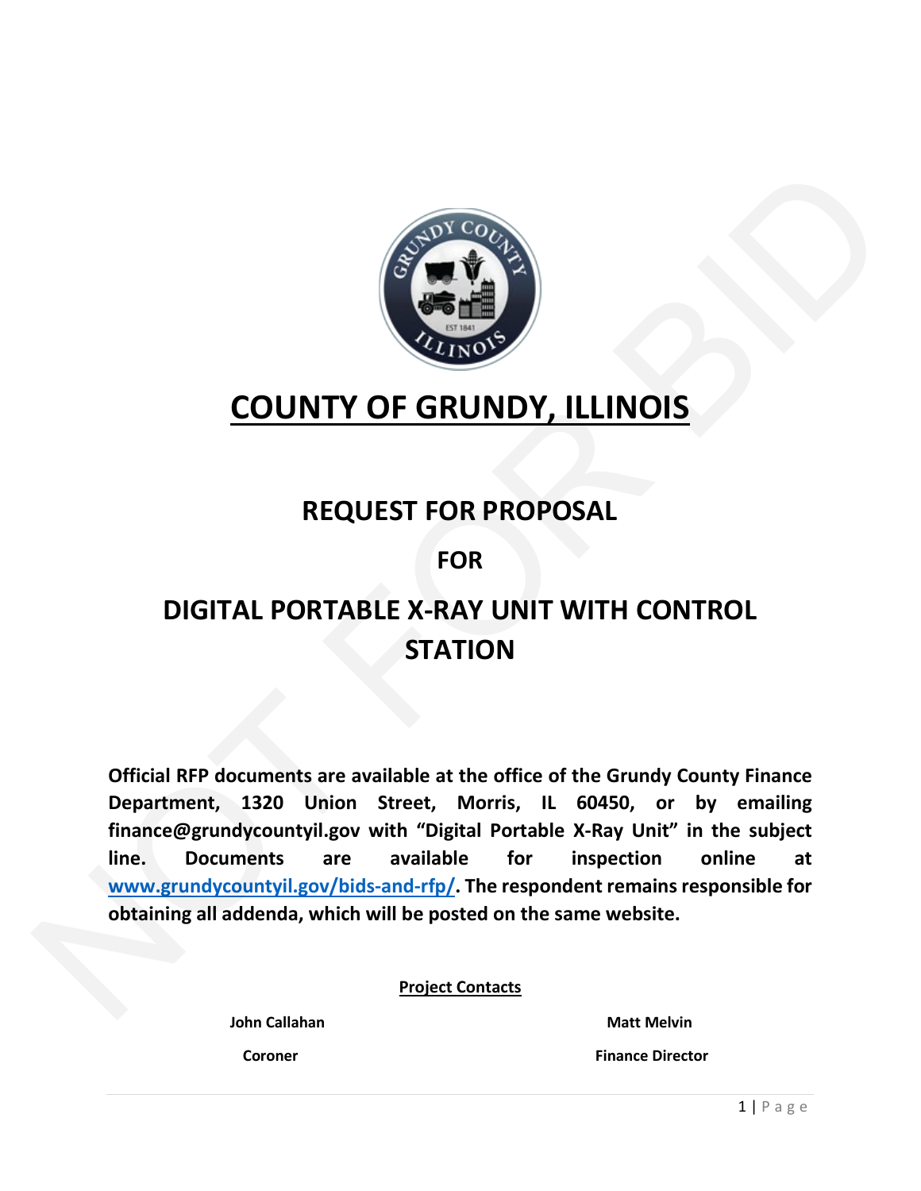# COUNTY OF GRUNDY, ILLINOIS

## REQUEST FOR PROPOSAL

## FOR

## DIGITAL PORTABLE X-RAY UNIT WITH CONTROL STATION

**Official RFP documents are available at the office of the Grundy County Finance Department, 1320 Union Street, Morris, IL 60450, or by emailing finance@grundycountyil.gov with "Digital Portable X-Ray Unit" in the subject line. Documents are available for inspection online at [www.grundycountyil.gov/bids-and-rfp/](www.grundycountyil.gov/bids-and-rfp/). The respondent remains responsible for obtaining all addenda, which will be posted on the same website.**

**Project Contacts**

| **John Callahan** | **Matt Melvin** |
| --- | --- |
| **Coroner** | **Finance Director** |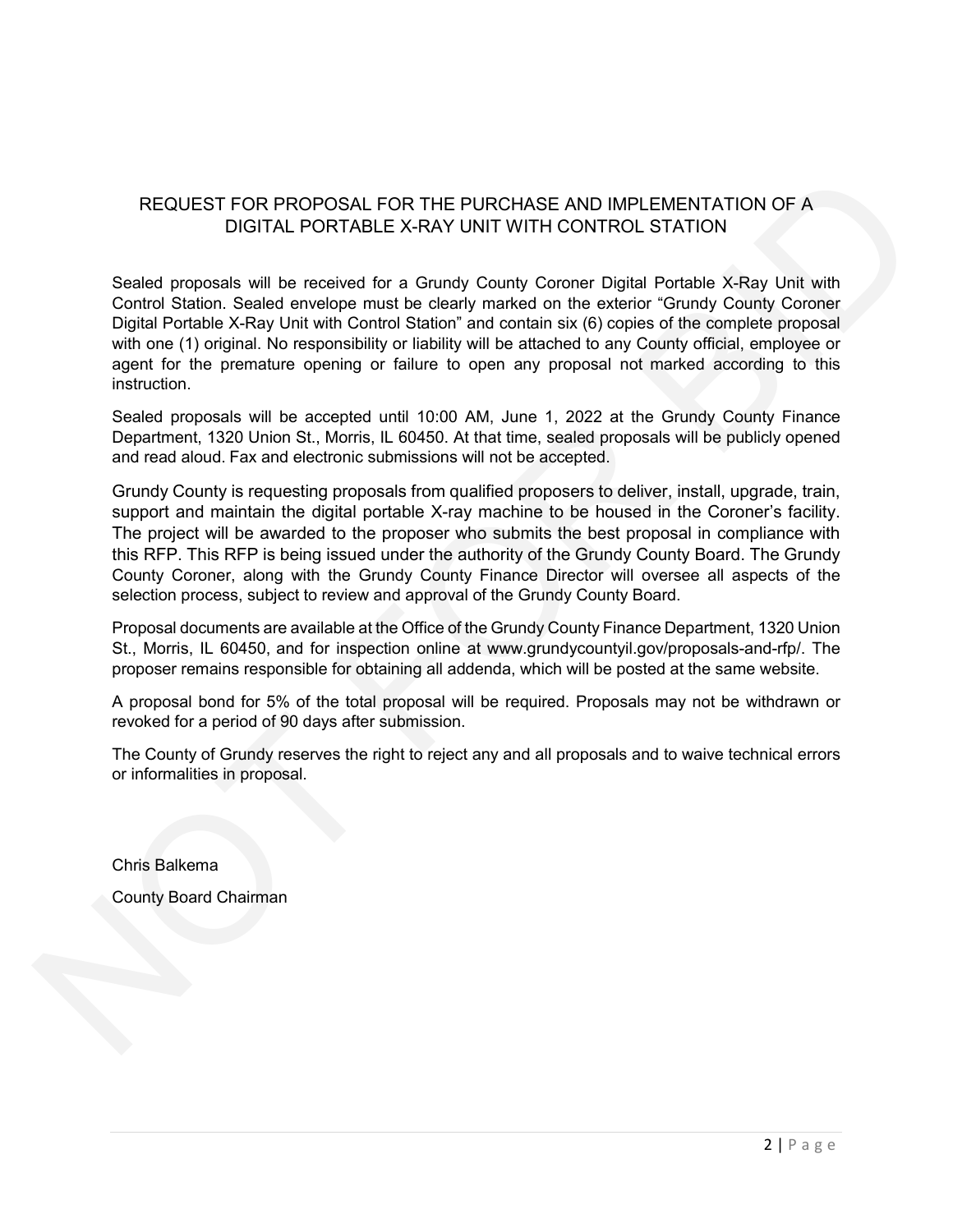## REQUEST FOR PROPOSAL FOR THE PURCHASE AND IMPLEMENTATION OF A DIGITAL PORTABLE X-RAY UNIT WITH CONTROL STATION

Sealed proposals will be received for a Grundy County Coroner Digital Portable X-Ray Unit with Control Station. Sealed envelope must be clearly marked on the exterior "Grundy County Coroner Digital Portable X-Ray Unit with Control Station" and contain six (6) copies of the complete proposal with one (1) original. No responsibility or liability will be attached to any County official, employee or agent for the premature opening or failure to open any proposal not marked according to this instruction.

Sealed proposals will be accepted until 10:00 AM, June 1, 2022 at the Grundy County Finance Department, 1320 Union St., Morris, IL 60450. At that time, sealed proposals will be publicly opened and read aloud. Fax and electronic submissions will not be accepted.

Grundy County is requesting proposals from qualified proposers to deliver, install, upgrade, train, support and maintain the digital portable X-ray machine to be housed in the Coroner's facility. The project will be awarded to the proposer who submits the best proposal in compliance with this RFP. This RFP is being issued under the authority of the Grundy County Board. The Grundy County Coroner, along with the Grundy County Finance Director will oversee all aspects of the selection process, subject to review and approval of the Grundy County Board.

Proposal documents are available at the Office of the Grundy County Finance Department, 1320 Union St., Morris, IL 60450, and for inspection online at www.grundycountyil.gov/proposals-and-rfp/. The proposer remains responsible for obtaining all addenda, which will be posted at the same website.

A proposal bond for 5% of the total proposal will be required. Proposals may not be withdrawn or revoked for a period of 90 days after submission.

The County of Grundy reserves the right to reject any and all proposals and to waive technical errors or informalities in proposal.

Chris Balkema

County Board Chairman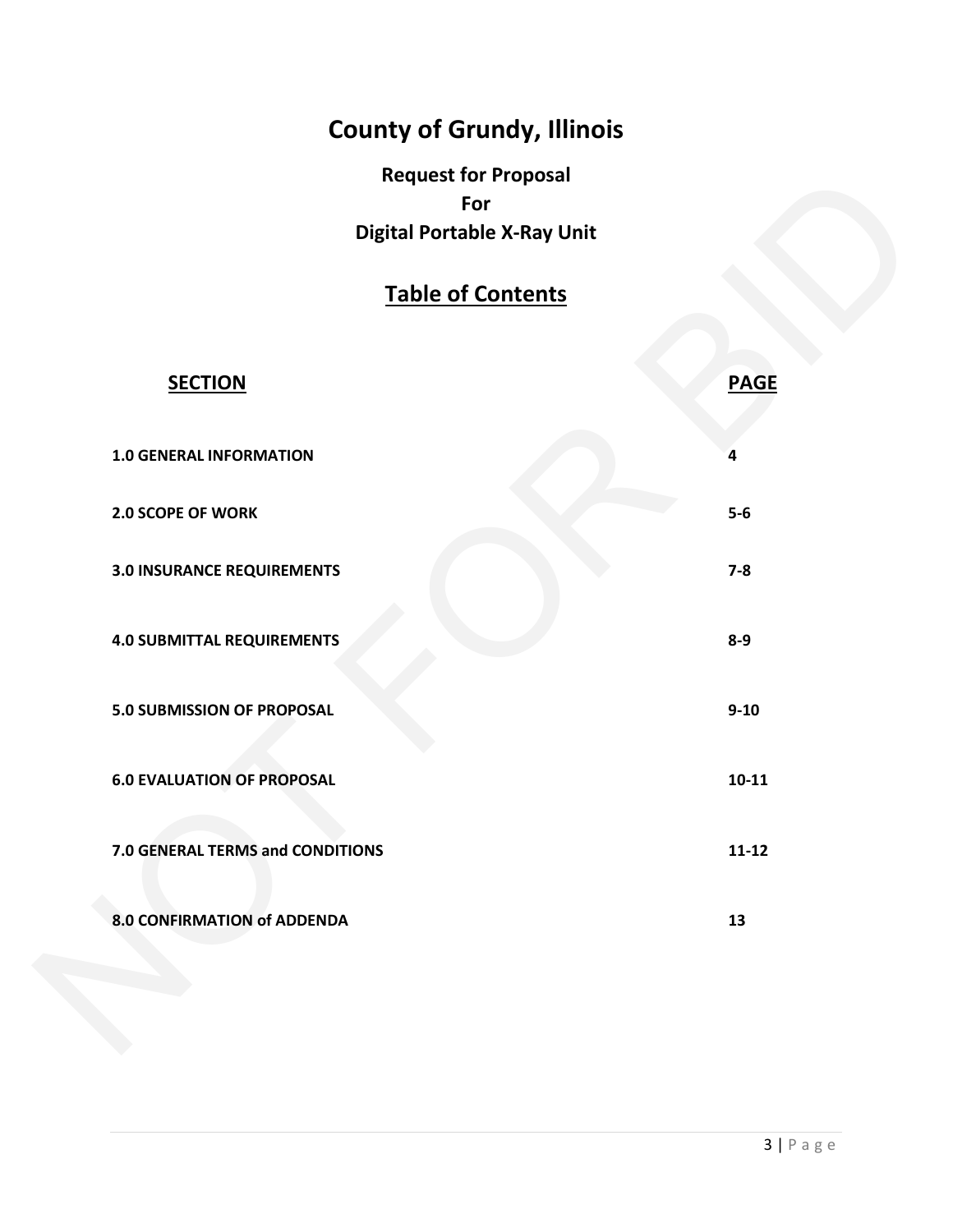# County of Grundy, Illinois

## Request for Proposal
## For
## Digital Portable X-Ray Unit

## Table of Contents

| SECTION | PAGE |
| --- | --- |
| **1.0 GENERAL INFORMATION** | **4** |
| **2.0 SCOPE OF WORK** | **5-6** |
| **3.0 INSURANCE REQUIREMENTS** | **7-8** |
| **4.0 SUBMITTAL REQUIREMENTS** | **8-9** |
| **5.0 SUBMISSION OF PROPOSAL** | **9-10** |
| **6.0 EVALUATION OF PROPOSAL** | **10-11** |
| **7.0 GENERAL TERMS and CONDITIONS** | **11-12** |
| **8.0 CONFIRMATION of ADDENDA** | **13** |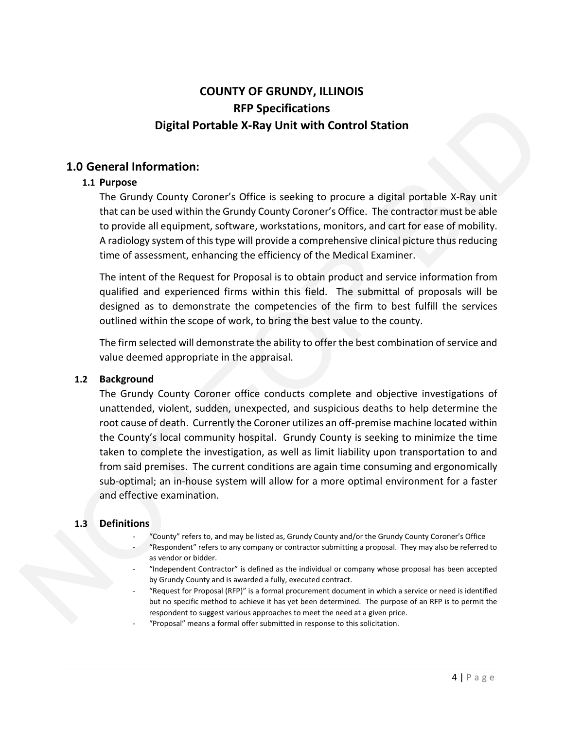# COUNTY OF GRUNDY, ILLINOIS
# RFP Specifications
# Digital Portable X-Ray Unit with Control Station

## 1.0 General Information:

### 1.1 Purpose

The Grundy County Coroner's Office is seeking to procure a digital portable X-Ray unit that can be used within the Grundy County Coroner's Office. The contractor must be able to provide all equipment, software, workstations, monitors, and cart for ease of mobility. A radiology system of this type will provide a comprehensive clinical picture thus reducing time of assessment, enhancing the efficiency of the Medical Examiner.

The intent of the Request for Proposal is to obtain product and service information from qualified and experienced firms within this field. The submittal of proposals will be designed as to demonstrate the competencies of the firm to best fulfill the services outlined within the scope of work, to bring the best value to the county.

The firm selected will demonstrate the ability to offer the best combination of service and value deemed appropriate in the appraisal.

### 1.2 Background

The Grundy County Coroner office conducts complete and objective investigations of unattended, violent, sudden, unexpected, and suspicious deaths to help determine the root cause of death. Currently the Coroner utilizes an off-premise machine located within the County's local community hospital. Grundy County is seeking to minimize the time taken to complete the investigation, as well as limit liability upon transportation to and from said premises. The current conditions are again time consuming and ergonomically sub-optimal; an in-house system will allow for a more optimal environment for a faster and effective examination.

### 1.3 Definitions

- "County" refers to, and may be listed as, Grundy County and/or the Grundy County Coroner's Office
- "Respondent" refers to any company or contractor submitting a proposal. They may also be referred to as vendor or bidder.
- "Independent Contractor" is defined as the individual or company whose proposal has been accepted by Grundy County and is awarded a fully, executed contract.
- "Request for Proposal (RFP)" is a formal procurement document in which a service or need is identified but no specific method to achieve it has yet been determined. The purpose of an RFP is to permit the respondent to suggest various approaches to meet the need at a given price.
- "Proposal" means a formal offer submitted in response to this solicitation.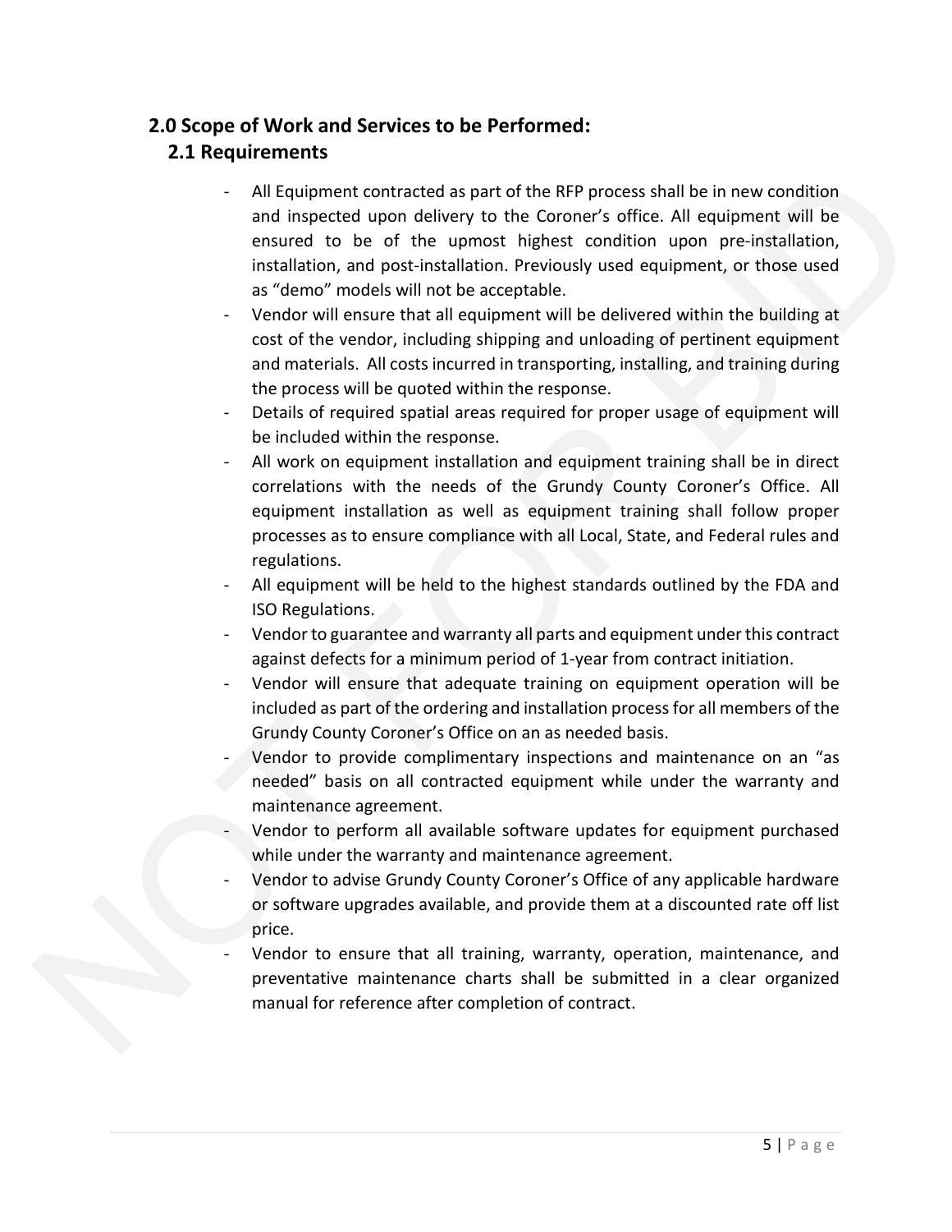## 2.0 Scope of Work and Services to be Performed:

### 2.1 Requirements

- All Equipment contracted as part of the RFP process shall be in new condition and inspected upon delivery to the Coroner's office. All equipment will be ensured to be of the upmost highest condition upon pre-installation, installation, and post-installation. Previously used equipment, or those used as "demo" models will not be acceptable.
- Vendor will ensure that all equipment will be delivered within the building at cost of the vendor, including shipping and unloading of pertinent equipment and materials. All costs incurred in transporting, installing, and training during the process will be quoted within the response.
- Details of required spatial areas required for proper usage of equipment will be included within the response.
- All work on equipment installation and equipment training shall be in direct correlations with the needs of the Grundy County Coroner's Office. All equipment installation as well as equipment training shall follow proper processes as to ensure compliance with all Local, State, and Federal rules and regulations.
- All equipment will be held to the highest standards outlined by the FDA and ISO Regulations.
- Vendor to guarantee and warranty all parts and equipment under this contract against defects for a minimum period of 1-year from contract initiation.
- Vendor will ensure that adequate training on equipment operation will be included as part of the ordering and installation process for all members of the Grundy County Coroner's Office on an as needed basis.
- Vendor to provide complimentary inspections and maintenance on an "as needed" basis on all contracted equipment while under the warranty and maintenance agreement.
- Vendor to perform all available software updates for equipment purchased while under the warranty and maintenance agreement.
- Vendor to advise Grundy County Coroner's Office of any applicable hardware or software upgrades available, and provide them at a discounted rate off list price.
- Vendor to ensure that all training, warranty, operation, maintenance, and preventative maintenance charts shall be submitted in a clear organized manual for reference after completion of contract.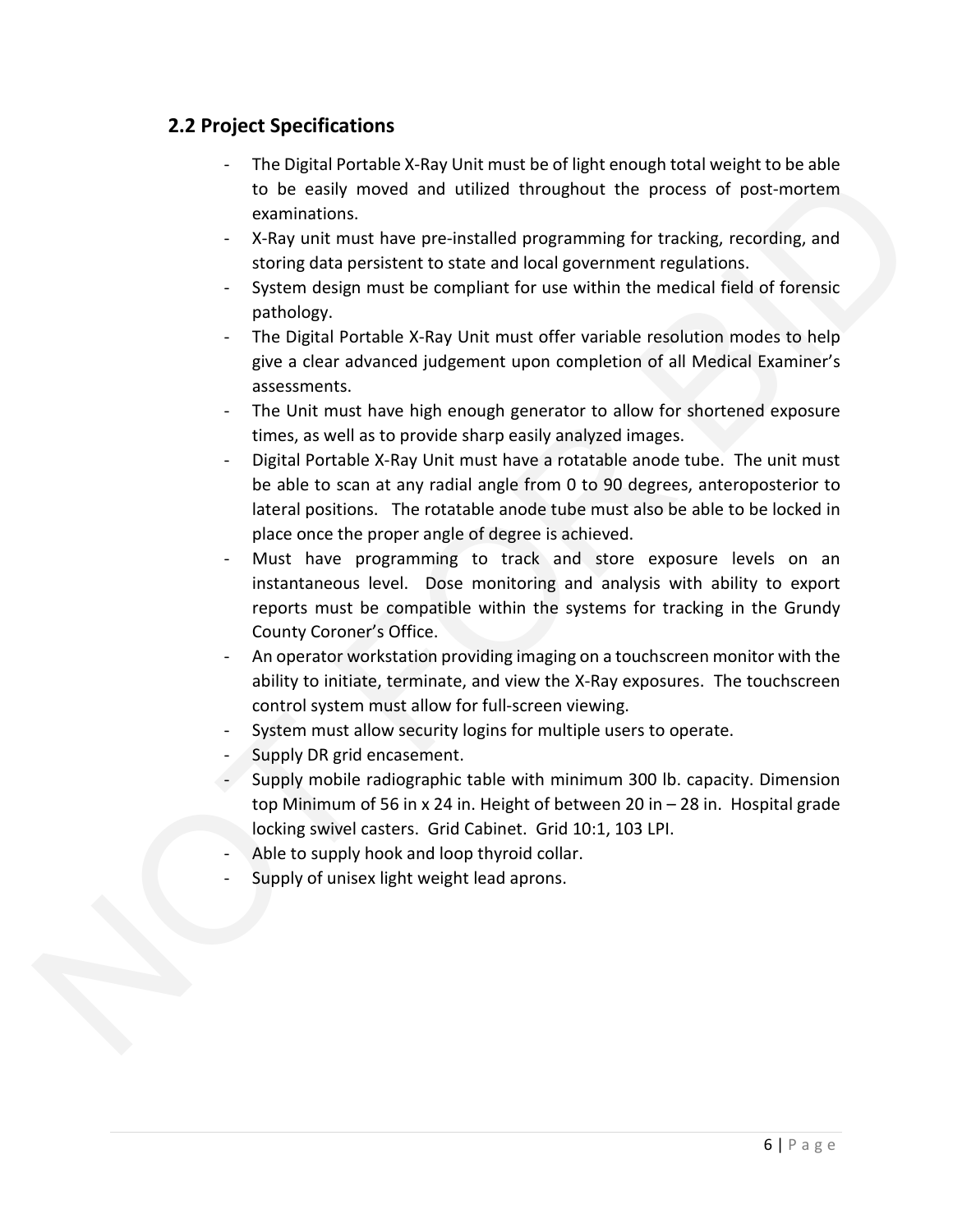## 2.2 Project Specifications

- The Digital Portable X-Ray Unit must be of light enough total weight to be able to be easily moved and utilized throughout the process of post-mortem examinations.
- X-Ray unit must have pre-installed programming for tracking, recording, and storing data persistent to state and local government regulations.
- System design must be compliant for use within the medical field of forensic pathology.
- The Digital Portable X-Ray Unit must offer variable resolution modes to help give a clear advanced judgement upon completion of all Medical Examiner's assessments.
- The Unit must have high enough generator to allow for shortened exposure times, as well as to provide sharp easily analyzed images.
- Digital Portable X-Ray Unit must have a rotatable anode tube. The unit must be able to scan at any radial angle from 0 to 90 degrees, anteroposterior to lateral positions. The rotatable anode tube must also be able to be locked in place once the proper angle of degree is achieved.
- Must have programming to track and store exposure levels on an instantaneous level. Dose monitoring and analysis with ability to export reports must be compatible within the systems for tracking in the Grundy County Coroner's Office.
- An operator workstation providing imaging on a touchscreen monitor with the ability to initiate, terminate, and view the X-Ray exposures. The touchscreen control system must allow for full-screen viewing.
- System must allow security logins for multiple users to operate.
- Supply DR grid encasement.
- Supply mobile radiographic table with minimum 300 lb. capacity. Dimension top Minimum of 56 in x 24 in. Height of between 20 in – 28 in. Hospital grade locking swivel casters. Grid Cabinet. Grid 10:1, 103 LPI.
- Able to supply hook and loop thyroid collar.
- Supply of unisex light weight lead aprons.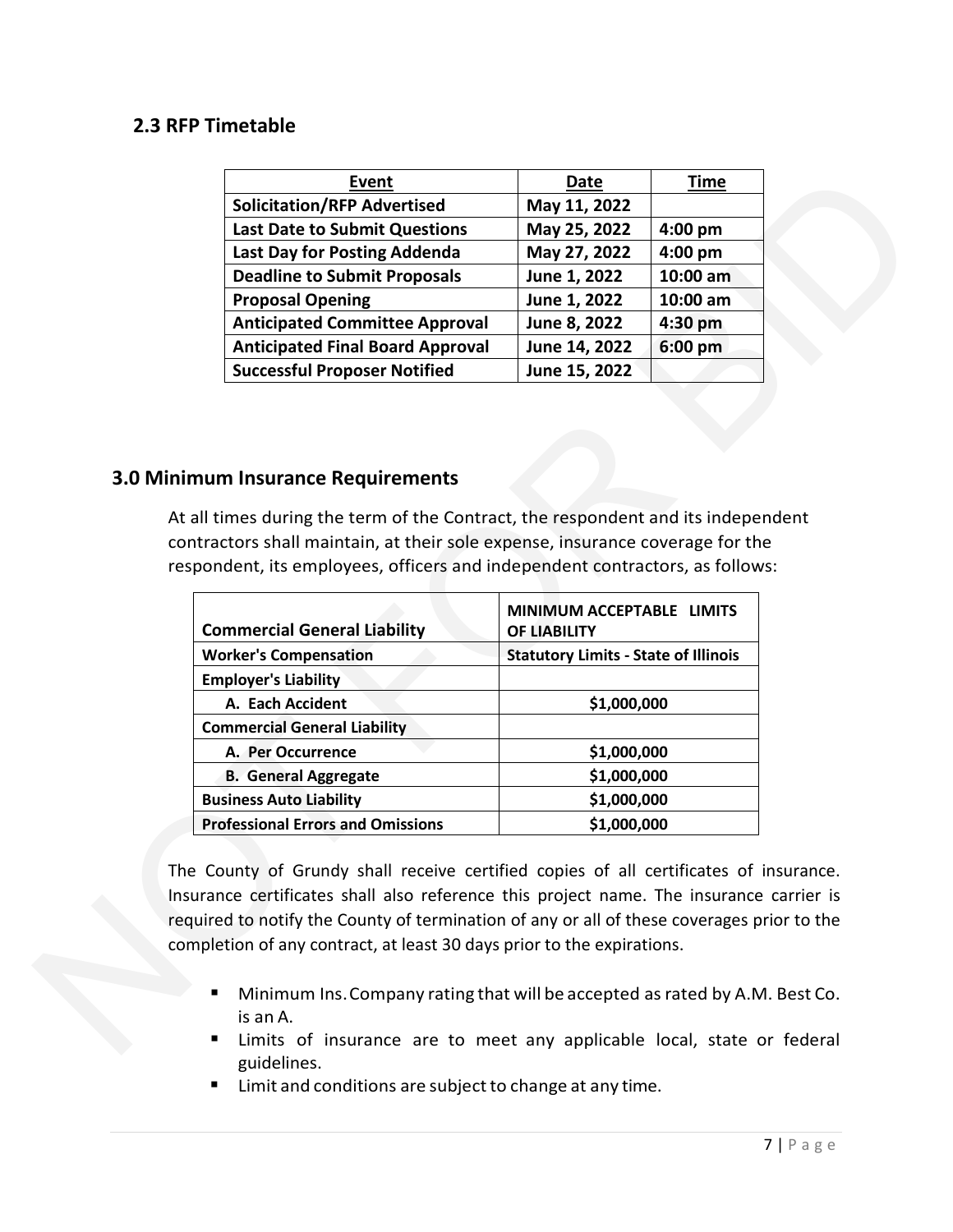## 2.3 RFP Timetable

| Event | Date | Time |
|---|---|---|
| **Solicitation/RFP Advertised** | **May 11, 2022** | |
| **Last Date to Submit Questions** | **May 25, 2022** | **4:00 pm** |
| **Last Day for Posting Addenda** | **May 27, 2022** | **4:00 pm** |
| **Deadline to Submit Proposals** | **June 1, 2022** | **10:00 am** |
| **Proposal Opening** | **June 1, 2022** | **10:00 am** |
| **Anticipated Committee Approval** | **June 8, 2022** | **4:30 pm** |
| **Anticipated Final Board Approval** | **June 14, 2022** | **6:00 pm** |
| **Successful Proposer Notified** | **June 15, 2022** | |

## 3.0 Minimum Insurance Requirements

At all times during the term of the Contract, the respondent and its independent contractors shall maintain, at their sole expense, insurance coverage for the respondent, its employees, officers and independent contractors, as follows:

| Commercial General Liability | MINIMUM ACCEPTABLE LIMITS OF LIABILITY |
|---|---|
| **Worker's Compensation** | **Statutory Limits - State of Illinois** |
| **Employer's Liability** | |
| **A. Each Accident** | **$1,000,000** |
| **Commercial General Liability** | |
| **A. Per Occurrence** | **$1,000,000** |
| **B. General Aggregate** | **$1,000,000** |
| **Business Auto Liability** | **$1,000,000** |
| **Professional Errors and Omissions** | **$1,000,000** |

The County of Grundy shall receive certified copies of all certificates of insurance. Insurance certificates shall also reference this project name. The insurance carrier is required to notify the County of termination of any or all of these coverages prior to the completion of any contract, at least 30 days prior to the expirations.

- Minimum Ins. Company rating that will be accepted as rated by A.M. Best Co. is an A.
- Limits of insurance are to meet any applicable local, state or federal guidelines.
- Limit and conditions are subject to change at any time.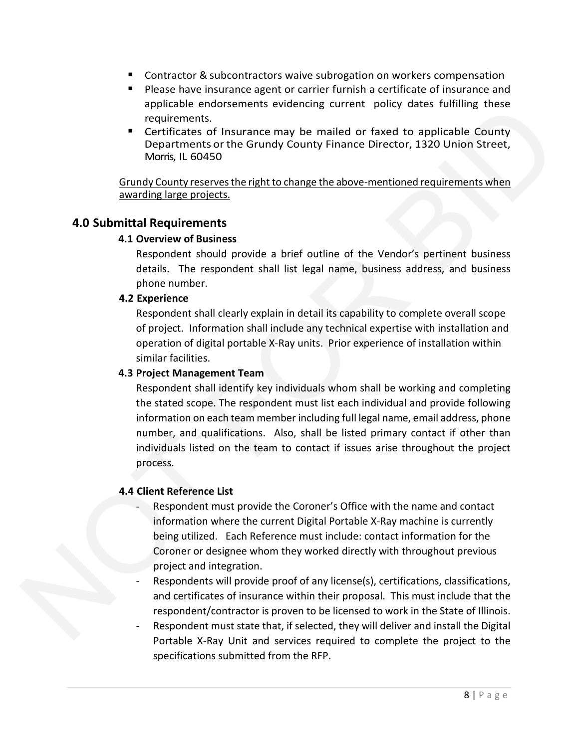- Contractor & subcontractors waive subrogation on workers compensation
- Please have insurance agent or carrier furnish a certificate of insurance and applicable endorsements evidencing current policy dates fulfilling these requirements.
- Certificates of Insurance may be mailed or faxed to applicable County Departments or the Grundy County Finance Director, 1320 Union Street, Morris, IL 60450

Grundy County reserves the right to change the above-mentioned requirements when awarding large projects.

## 4.0 Submittal Requirements

### 4.1 Overview of Business

Respondent should provide a brief outline of the Vendor's pertinent business details. The respondent shall list legal name, business address, and business phone number.

### 4.2 Experience

Respondent shall clearly explain in detail its capability to complete overall scope of project. Information shall include any technical expertise with installation and operation of digital portable X-Ray units. Prior experience of installation within similar facilities.

### 4.3 Project Management Team

Respondent shall identify key individuals whom shall be working and completing the stated scope. The respondent must list each individual and provide following information on each team member including full legal name, email address, phone number, and qualifications. Also, shall be listed primary contact if other than individuals listed on the team to contact if issues arise throughout the project process.

### 4.4 Client Reference List

- Respondent must provide the Coroner's Office with the name and contact information where the current Digital Portable X-Ray machine is currently being utilized. Each Reference must include: contact information for the Coroner or designee whom they worked directly with throughout previous project and integration.
- Respondents will provide proof of any license(s), certifications, classifications, and certificates of insurance within their proposal. This must include that the respondent/contractor is proven to be licensed to work in the State of Illinois.
- Respondent must state that, if selected, they will deliver and install the Digital Portable X-Ray Unit and services required to complete the project to the specifications submitted from the RFP.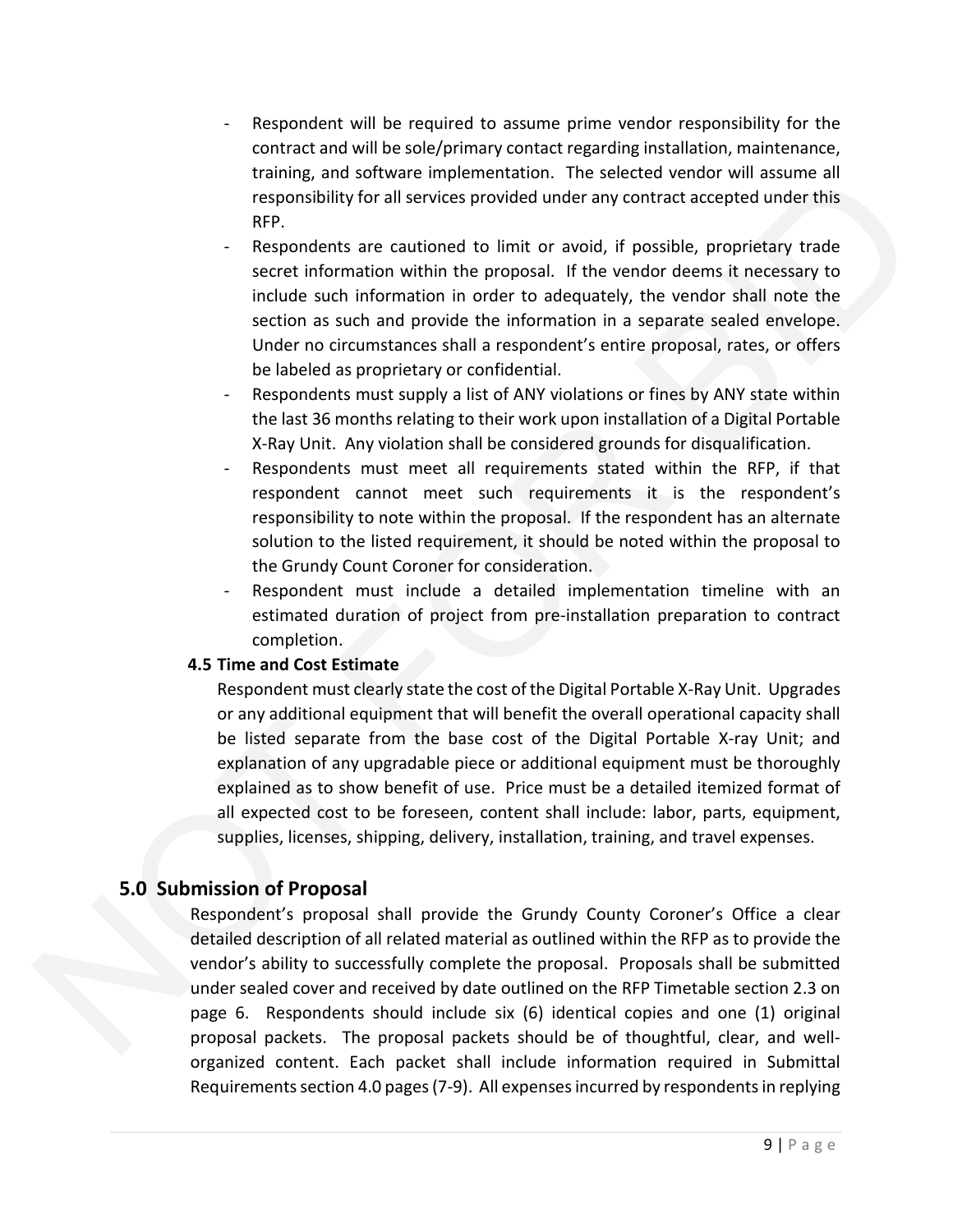- Respondent will be required to assume prime vendor responsibility for the contract and will be sole/primary contact regarding installation, maintenance, training, and software implementation. The selected vendor will assume all responsibility for all services provided under any contract accepted under this RFP.
- Respondents are cautioned to limit or avoid, if possible, proprietary trade secret information within the proposal. If the vendor deems it necessary to include such information in order to adequately, the vendor shall note the section as such and provide the information in a separate sealed envelope. Under no circumstances shall a respondent's entire proposal, rates, or offers be labeled as proprietary or confidential.
- Respondents must supply a list of ANY violations or fines by ANY state within the last 36 months relating to their work upon installation of a Digital Portable X-Ray Unit. Any violation shall be considered grounds for disqualification.
- Respondents must meet all requirements stated within the RFP, if that respondent cannot meet such requirements it is the respondent's responsibility to note within the proposal. If the respondent has an alternate solution to the listed requirement, it should be noted within the proposal to the Grundy Count Coroner for consideration.
- Respondent must include a detailed implementation timeline with an estimated duration of project from pre-installation preparation to contract completion.

### 4.5 Time and Cost Estimate

Respondent must clearly state the cost of the Digital Portable X-Ray Unit. Upgrades or any additional equipment that will benefit the overall operational capacity shall be listed separate from the base cost of the Digital Portable X-ray Unit; and explanation of any upgradable piece or additional equipment must be thoroughly explained as to show benefit of use. Price must be a detailed itemized format of all expected cost to be foreseen, content shall include: labor, parts, equipment, supplies, licenses, shipping, delivery, installation, training, and travel expenses.

## 5.0 Submission of Proposal

Respondent's proposal shall provide the Grundy County Coroner's Office a clear detailed description of all related material as outlined within the RFP as to provide the vendor's ability to successfully complete the proposal. Proposals shall be submitted under sealed cover and received by date outlined on the RFP Timetable section 2.3 on page 6. Respondents should include six (6) identical copies and one (1) original proposal packets. The proposal packets should be of thoughtful, clear, and well-organized content. Each packet shall include information required in Submittal Requirements section 4.0 pages (7-9). All expenses incurred by respondents in replying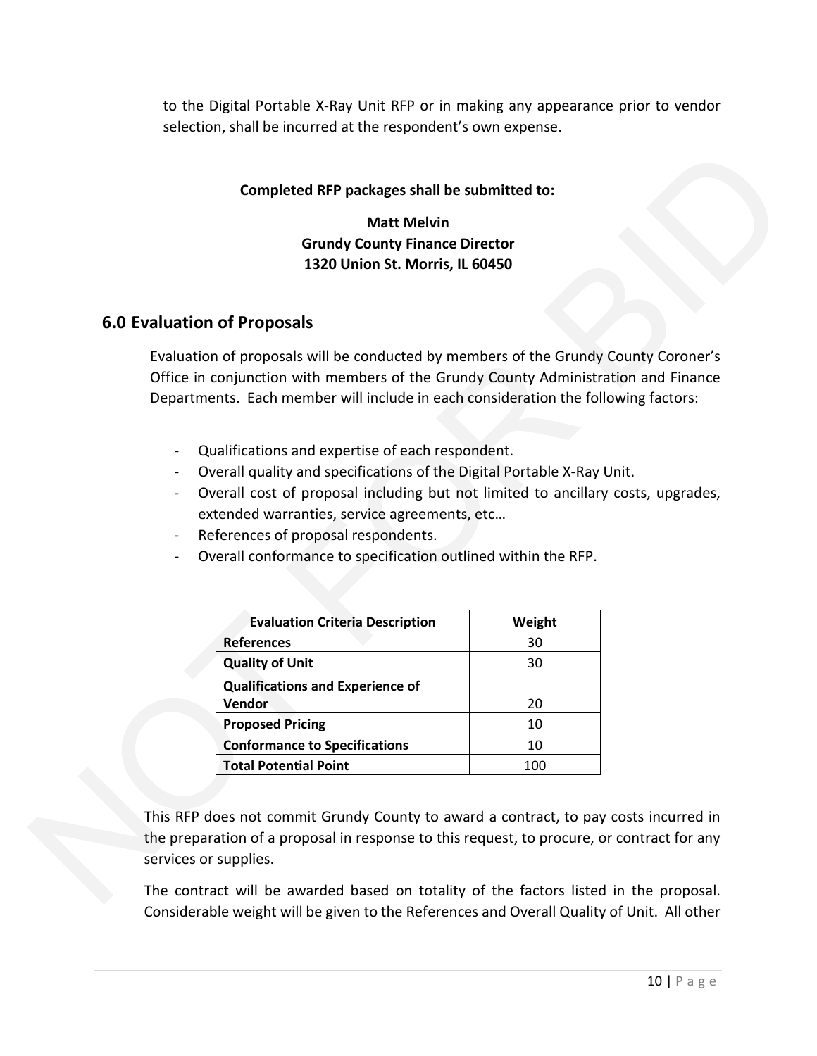to the Digital Portable X-Ray Unit RFP or in making any appearance prior to vendor selection, shall be incurred at the respondent's own expense.

**Completed RFP packages shall be submitted to:**

**Matt Melvin**
**Grundy County Finance Director**
**1320 Union St. Morris, IL 60450**

## 6.0 Evaluation of Proposals

Evaluation of proposals will be conducted by members of the Grundy County Coroner's Office in conjunction with members of the Grundy County Administration and Finance Departments. Each member will include in each consideration the following factors:

- Qualifications and expertise of each respondent.
- Overall quality and specifications of the Digital Portable X-Ray Unit.
- Overall cost of proposal including but not limited to ancillary costs, upgrades, extended warranties, service agreements, etc…
- References of proposal respondents.
- Overall conformance to specification outlined within the RFP.

| Evaluation Criteria Description | Weight |
|---|---|
| **References** | 30 |
| **Quality of Unit** | 30 |
| **Qualifications and Experience of Vendor** | 20 |
| **Proposed Pricing** | 10 |
| **Conformance to Specifications** | 10 |
| **Total Potential Point** | 100 |

This RFP does not commit Grundy County to award a contract, to pay costs incurred in the preparation of a proposal in response to this request, to procure, or contract for any services or supplies.

The contract will be awarded based on totality of the factors listed in the proposal. Considerable weight will be given to the References and Overall Quality of Unit. All other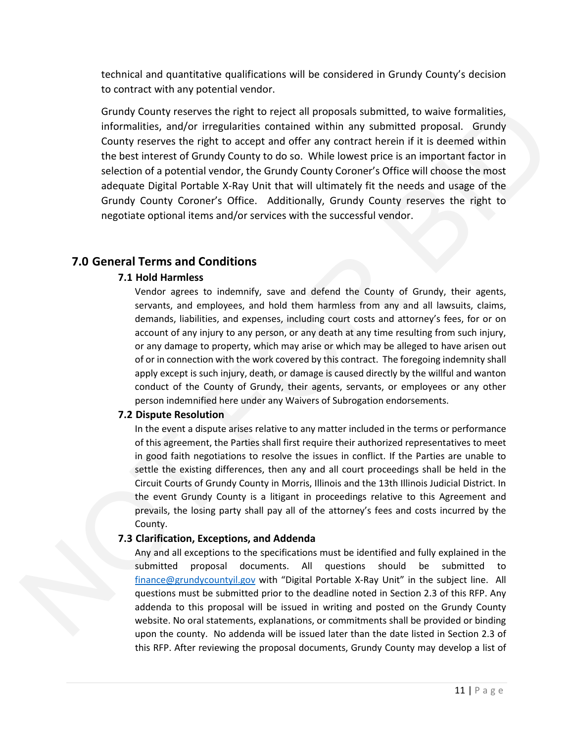technical and quantitative qualifications will be considered in Grundy County's decision to contract with any potential vendor.

Grundy County reserves the right to reject all proposals submitted, to waive formalities, informalities, and/or irregularities contained within any submitted proposal. Grundy County reserves the right to accept and offer any contract herein if it is deemed within the best interest of Grundy County to do so. While lowest price is an important factor in selection of a potential vendor, the Grundy County Coroner's Office will choose the most adequate Digital Portable X-Ray Unit that will ultimately fit the needs and usage of the Grundy County Coroner's Office. Additionally, Grundy County reserves the right to negotiate optional items and/or services with the successful vendor.

## 7.0 General Terms and Conditions

### 7.1 Hold Harmless

Vendor agrees to indemnify, save and defend the County of Grundy, their agents, servants, and employees, and hold them harmless from any and all lawsuits, claims, demands, liabilities, and expenses, including court costs and attorney's fees, for or on account of any injury to any person, or any death at any time resulting from such injury, or any damage to property, which may arise or which may be alleged to have arisen out of or in connection with the work covered by this contract. The foregoing indemnity shall apply except is such injury, death, or damage is caused directly by the willful and wanton conduct of the County of Grundy, their agents, servants, or employees or any other person indemnified here under any Waivers of Subrogation endorsements.

### 7.2 Dispute Resolution

In the event a dispute arises relative to any matter included in the terms or performance of this agreement, the Parties shall first require their authorized representatives to meet in good faith negotiations to resolve the issues in conflict. If the Parties are unable to settle the existing differences, then any and all court proceedings shall be held in the Circuit Courts of Grundy County in Morris, Illinois and the 13th Illinois Judicial District. In the event Grundy County is a litigant in proceedings relative to this Agreement and prevails, the losing party shall pay all of the attorney's fees and costs incurred by the County.

### 7.3 Clarification, Exceptions, and Addenda

Any and all exceptions to the specifications must be identified and fully explained in the submitted proposal documents. All questions should be submitted to finance@grundycountyil.gov with "Digital Portable X-Ray Unit" in the subject line. All questions must be submitted prior to the deadline noted in Section 2.3 of this RFP. Any addenda to this proposal will be issued in writing and posted on the Grundy County website. No oral statements, explanations, or commitments shall be provided or binding upon the county. No addenda will be issued later than the date listed in Section 2.3 of this RFP. After reviewing the proposal documents, Grundy County may develop a list of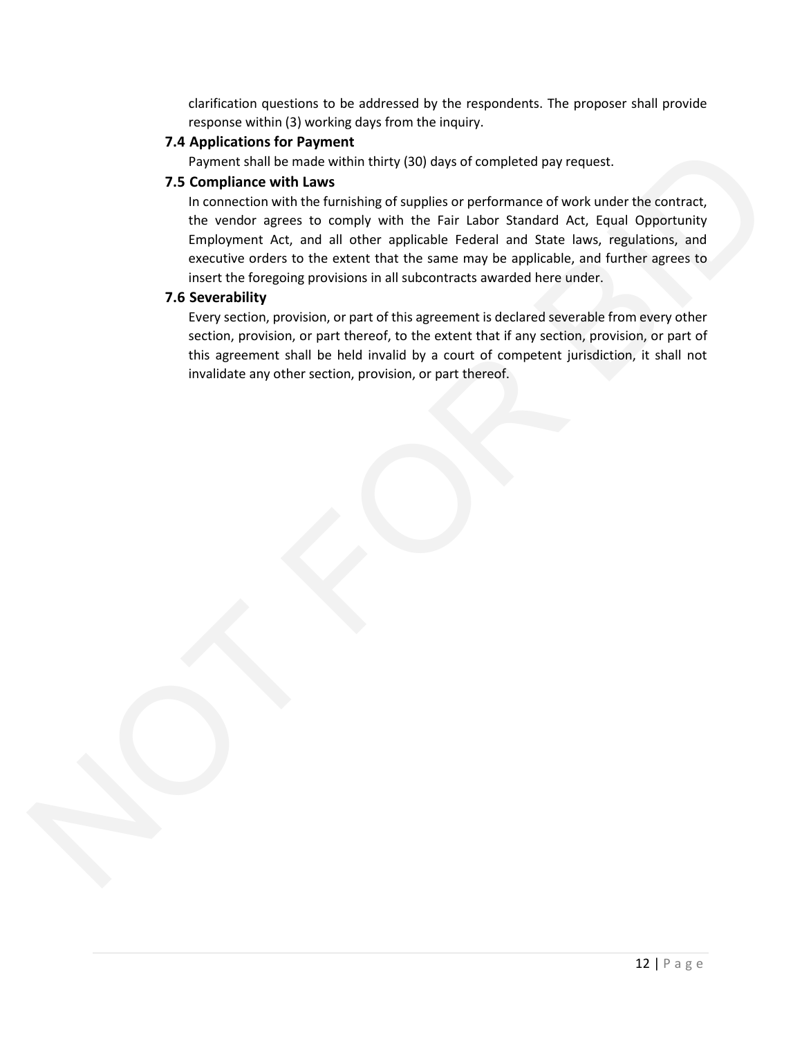clarification questions to be addressed by the respondents. The proposer shall provide response within (3) working days from the inquiry.

### 7.4 Applications for Payment

Payment shall be made within thirty (30) days of completed pay request.

### 7.5 Compliance with Laws

In connection with the furnishing of supplies or performance of work under the contract, the vendor agrees to comply with the Fair Labor Standard Act, Equal Opportunity Employment Act, and all other applicable Federal and State laws, regulations, and executive orders to the extent that the same may be applicable, and further agrees to insert the foregoing provisions in all subcontracts awarded here under.

### 7.6 Severability

Every section, provision, or part of this agreement is declared severable from every other section, provision, or part thereof, to the extent that if any section, provision, or part of this agreement shall be held invalid by a court of competent jurisdiction, it shall not invalidate any other section, provision, or part thereof.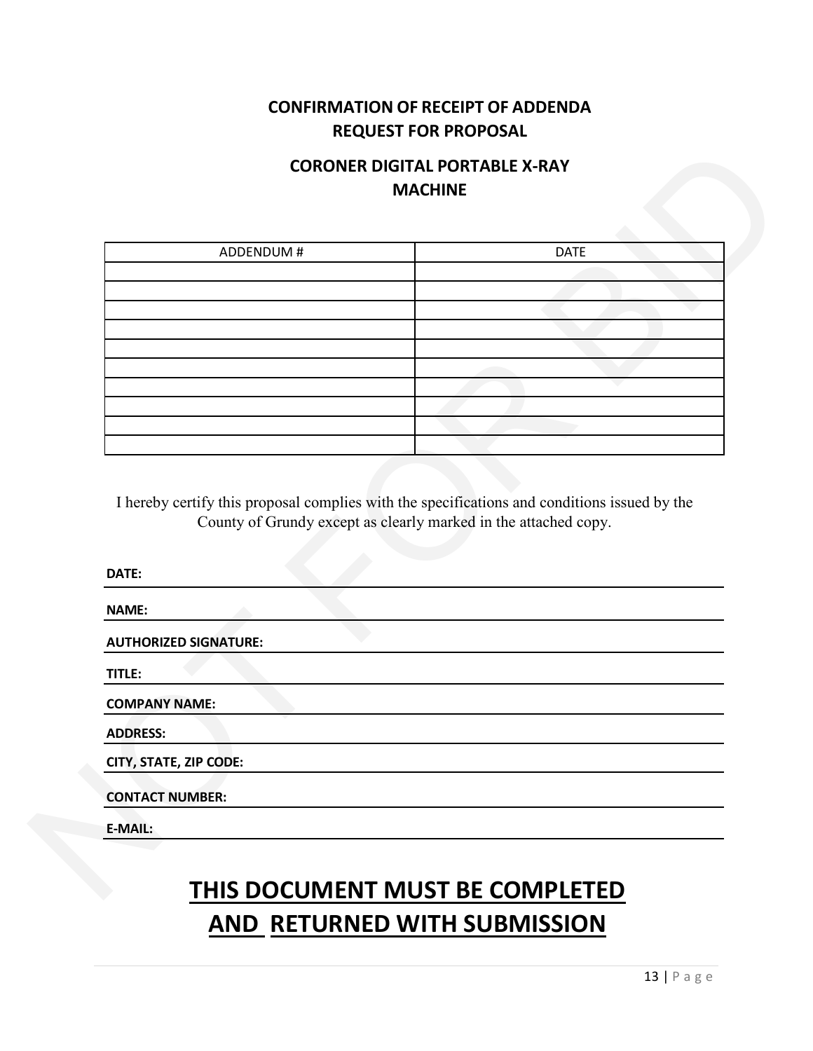## CONFIRMATION OF RECEIPT OF ADDENDA
## REQUEST FOR PROPOSAL

## CORONER DIGITAL PORTABLE X-RAY MACHINE

| ADDENDUM # | DATE |
|---|---|
| | |
| | |
| | |
| | |
| | |
| | |
| | |
| | |
| | |
| | |

I hereby certify this proposal complies with the specifications and conditions issued by the County of Grundy except as clearly marked in the attached copy.

**DATE:** ______________________________

**NAME:** ______________________________

**AUTHORIZED SIGNATURE:** ______________________________

**TITLE:** ______________________________

**COMPANY NAME:** ______________________________

**ADDRESS:** ______________________________

**CITY, STATE, ZIP CODE:** ______________________________

**CONTACT NUMBER:** ______________________________

**E-MAIL:** ______________________________

# **THIS DOCUMENT MUST BE COMPLETED AND RETURNED WITH SUBMISSION**